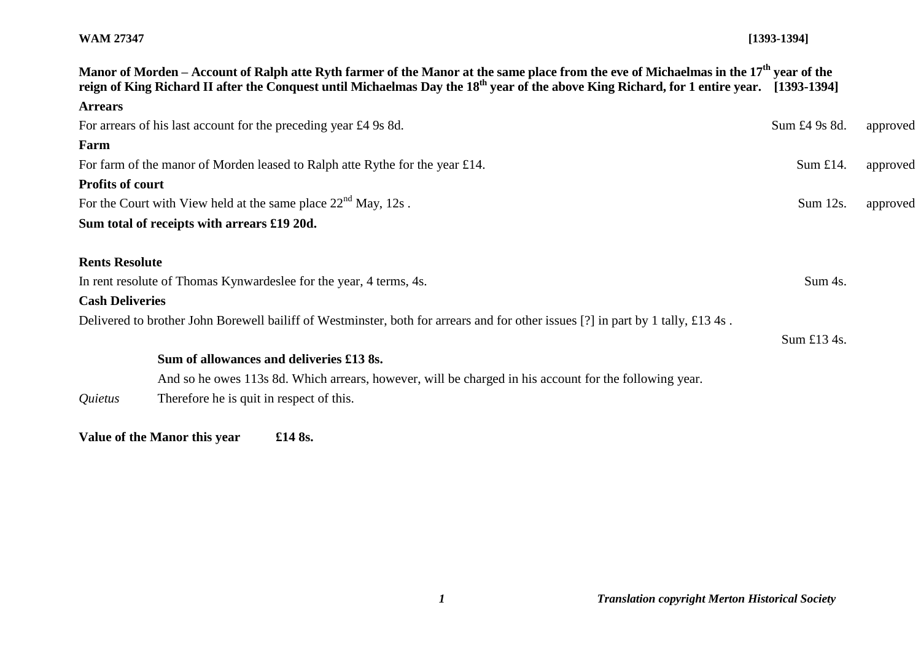**WAM 27347** **[1393-1394]**

**Manor of Morden – Account of Ralph atte Ryth farmer of the Manor at the same place from the eve of Michaelmas in the 17th year of the reign of King Richard II after the Conquest until Michaelmas Day the 18th year of the above King Richard, for 1 entire year. [1393-1394]**

**Arrears**

For arrears of his last account for the preceding year £4 9s 8d. Sum £4 9s 8d. approved

**Farm**

For farm of the manor of Morden leased to Ralph atte Rythe for the year £14. Sum £14. approved

**Profits of court**

For the Court with View held at the same place 22nd May, 12s . Sum 12s. approved

**Sum total of receipts with arrears £19 20d.**

**Rents Resolute**

In rent resolute of Thomas Kynwardeslee for the year, 4 terms, 4s. Sum 4s.

**Cash Deliveries**

Delivered to brother John Borewell bailiff of Westminster, both for arrears and for other issues [?] in part by 1 tally, £13 4s .

Sum £13 4s.

**Sum of allowances and deliveries £13 8s.**

And so he owes 113s 8d. Which arrears, however, will be charged in his account for the following year.

*Quietus* Therefore he is quit in respect of this.

**Value of the Manor this year £14 8s.**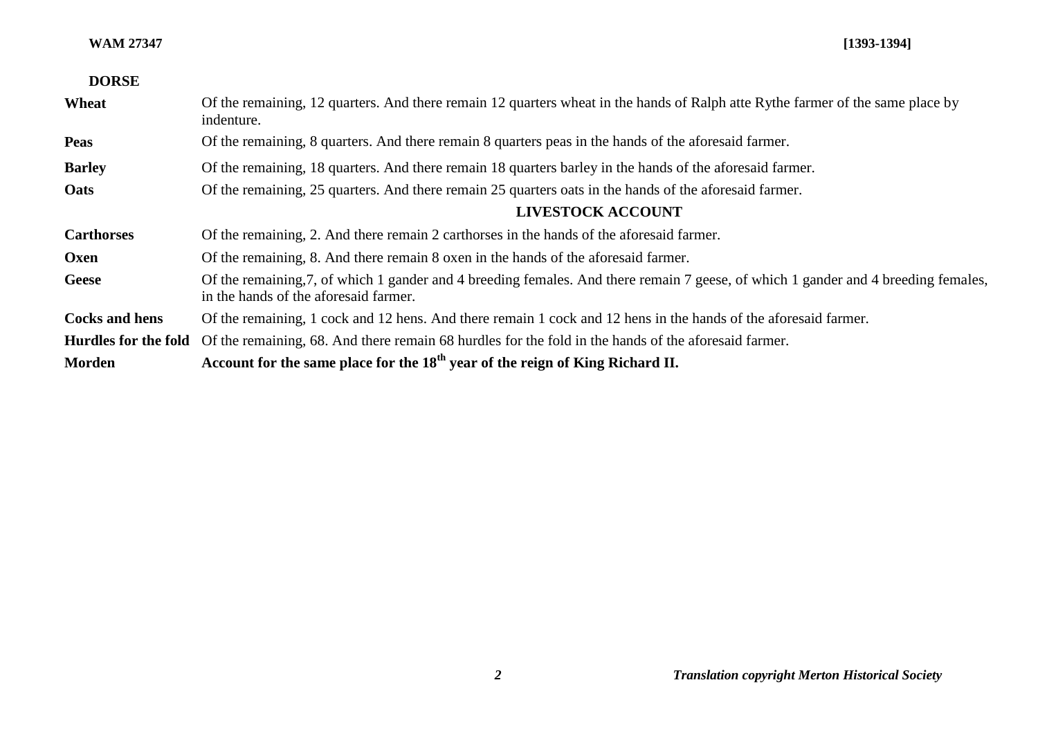**DORSE**

| | |
|---|---|
| **Wheat** | Of the remaining, 12 quarters. And there remain 12 quarters wheat in the hands of Ralph atte Rythe farmer of the same place by indenture. |
| **Peas** | Of the remaining, 8 quarters. And there remain 8 quarters peas in the hands of the aforesaid farmer. |
| **Barley** | Of the remaining, 18 quarters. And there remain 18 quarters barley in the hands of the aforesaid farmer. |
| **Oats** | Of the remaining, 25 quarters. And there remain 25 quarters oats in the hands of the aforesaid farmer. |
| | **LIVESTOCK ACCOUNT** |
| **Carthorses** | Of the remaining, 2. And there remain 2 carthorses in the hands of the aforesaid farmer. |
| **Oxen** | Of the remaining, 8. And there remain 8 oxen in the hands of the aforesaid farmer. |
| **Geese** | Of the remaining,7, of which 1 gander and 4 breeding females. And there remain 7 geese, of which 1 gander and 4 breeding females, in the hands of the aforesaid farmer. |
| **Cocks and hens** | Of the remaining, 1 cock and 12 hens. And there remain 1 cock and 12 hens in the hands of the aforesaid farmer. |
| **Hurdles for the fold** | Of the remaining, 68. And there remain 68 hurdles for the fold in the hands of the aforesaid farmer. |
| **Morden** | **Account for the same place for the 18th year of the reign of King Richard II.** |